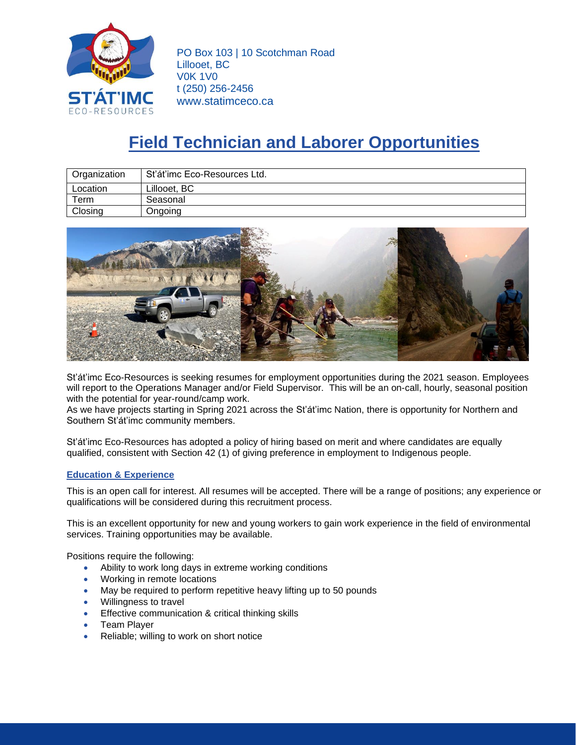PO Box 103 | 10 Scotchman Road
Lillooet, BC
V0K 1V0
t (250) 256-2456
www.statimceco.ca

# Field Technician and Laborer Opportunities

| Organization | St'át'imc Eco-Resources Ltd. |
|---|---|
| Location | Lillooet, BC |
| Term | Seasonal |
| Closing | Ongoing |

St'át'imc Eco-Resources is seeking resumes for employment opportunities during the 2021 season. Employees will report to the Operations Manager and/or Field Supervisor. This will be an on-call, hourly, seasonal position with the potential for year-round/camp work.
As we have projects starting in Spring 2021 across the St'át'imc Nation, there is opportunity for Northern and Southern St'át'imc community members.

St'át'imc Eco-Resources has adopted a policy of hiring based on merit and where candidates are equally qualified, consistent with Section 42 (1) of giving preference in employment to Indigenous people.

## Education & Experience

This is an open call for interest. All resumes will be accepted. There will be a range of positions; any experience or qualifications will be considered during this recruitment process.

This is an excellent opportunity for new and young workers to gain work experience in the field of environmental services. Training opportunities may be available.

Positions require the following:

- Ability to work long days in extreme working conditions
- Working in remote locations
- May be required to perform repetitive heavy lifting up to 50 pounds
- Willingness to travel
- Effective communication & critical thinking skills
- Team Player
- Reliable; willing to work on short notice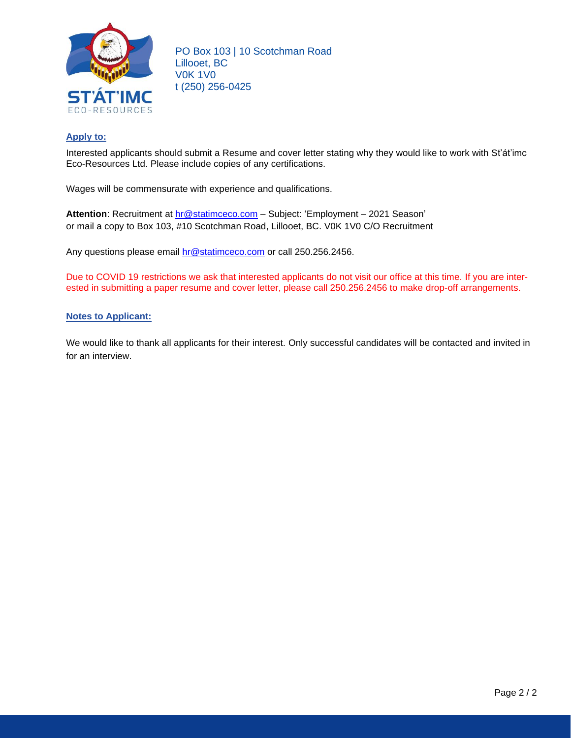PO Box 103 | 10 Scotchman Road
Lillooet, BC
V0K 1V0
t (250) 256-0425

**Apply to:**

Interested applicants should submit a Resume and cover letter stating why they would like to work with St'át'imc Eco-Resources Ltd. Please include copies of any certifications.

Wages will be commensurate with experience and qualifications.

**Attention**: Recruitment at hr@statimceco.com – Subject: 'Employment – 2021 Season'
or mail a copy to Box 103, #10 Scotchman Road, Lillooet, BC. V0K 1V0 C/O Recruitment

Any questions please email hr@statimceco.com or call 250.256.2456.

Due to COVID 19 restrictions we ask that interested applicants do not visit our office at this time. If you are interested in submitting a paper resume and cover letter, please call 250.256.2456 to make drop-off arrangements.

**Notes to Applicant:**

We would like to thank all applicants for their interest. Only successful candidates will be contacted and invited in for an interview.